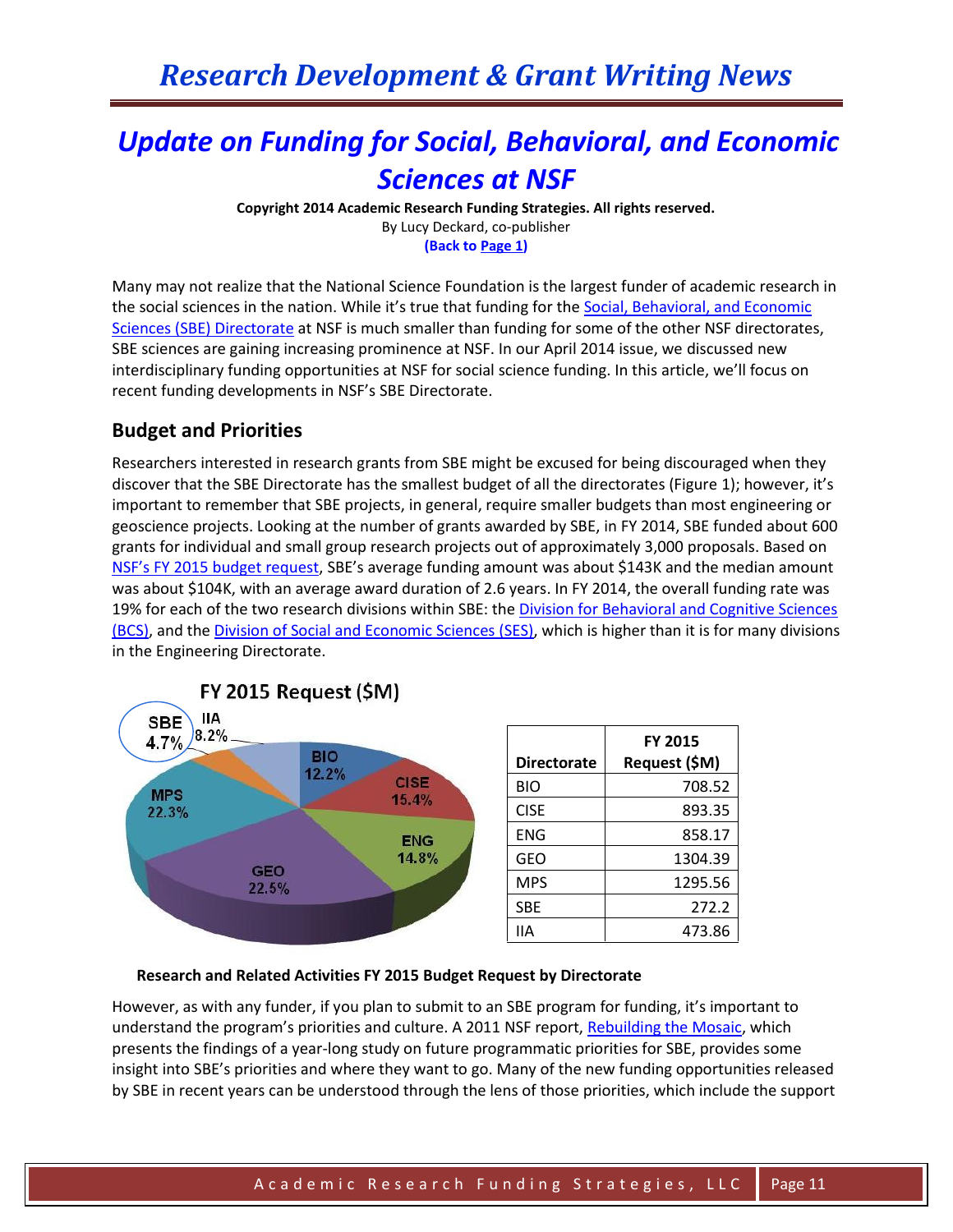# Research Development & Grant Writing News

## *Update on Funding for Social, Behavioral, and Economic Sciences at NSF*

**Copyright 2014 Academic Research Funding Strategies. All rights reserved.**
By Lucy Deckard, co-publisher
**(Back to Page 1)**

Many may not realize that the National Science Foundation is the largest funder of academic research in the social sciences in the nation. While it's true that funding for the Social, Behavioral, and Economic Sciences (SBE) Directorate at NSF is much smaller than funding for some of the other NSF directorates, SBE sciences are gaining increasing prominence at NSF. In our April 2014 issue, we discussed new interdisciplinary funding opportunities at NSF for social science funding. In this article, we'll focus on recent funding developments in NSF's SBE Directorate.

### Budget and Priorities

Researchers interested in research grants from SBE might be excused for being discouraged when they discover that the SBE Directorate has the smallest budget of all the directorates (Figure 1); however, it's important to remember that SBE projects, in general, require smaller budgets than most engineering or geoscience projects. Looking at the number of grants awarded by SBE, in FY 2014, SBE funded about 600 grants for individual and small group research projects out of approximately 3,000 proposals. Based on NSF's FY 2015 budget request, SBE's average funding amount was about $143K and the median amount was about $104K, with an average award duration of 2.6 years. In FY 2014, the overall funding rate was 19% for each of the two research divisions within SBE: the Division for Behavioral and Cognitive Sciences (BCS), and the Division of Social and Economic Sciences (SES), which is higher than it is for many divisions in the Engineering Directorate.

FY 2015 Request ($M)

- SBE 4.7%
- IIA 8.2%
- BIO 12.2%
- CISE 15.4%
- ENG 14.8%
- GEO 22.5%
- MPS 22.3%

| Directorate | FY 2015 Request ($M) |
|---|---|
| BIO | 708.52 |
| CISE | 893.35 |
| ENG | 858.17 |
| GEO | 1304.39 |
| MPS | 1295.56 |
| SBE | 272.2 |
| IIA | 473.86 |

**Research and Related Activities FY 2015 Budget Request by Directorate**

However, as with any funder, if you plan to submit to an SBE program for funding, it's important to understand the program's priorities and culture. A 2011 NSF report, Rebuilding the Mosaic, which presents the findings of a year-long study on future programmatic priorities for SBE, provides some insight into SBE's priorities and where they want to go. Many of the new funding opportunities released by SBE in recent years can be understood through the lens of those priorities, which include the support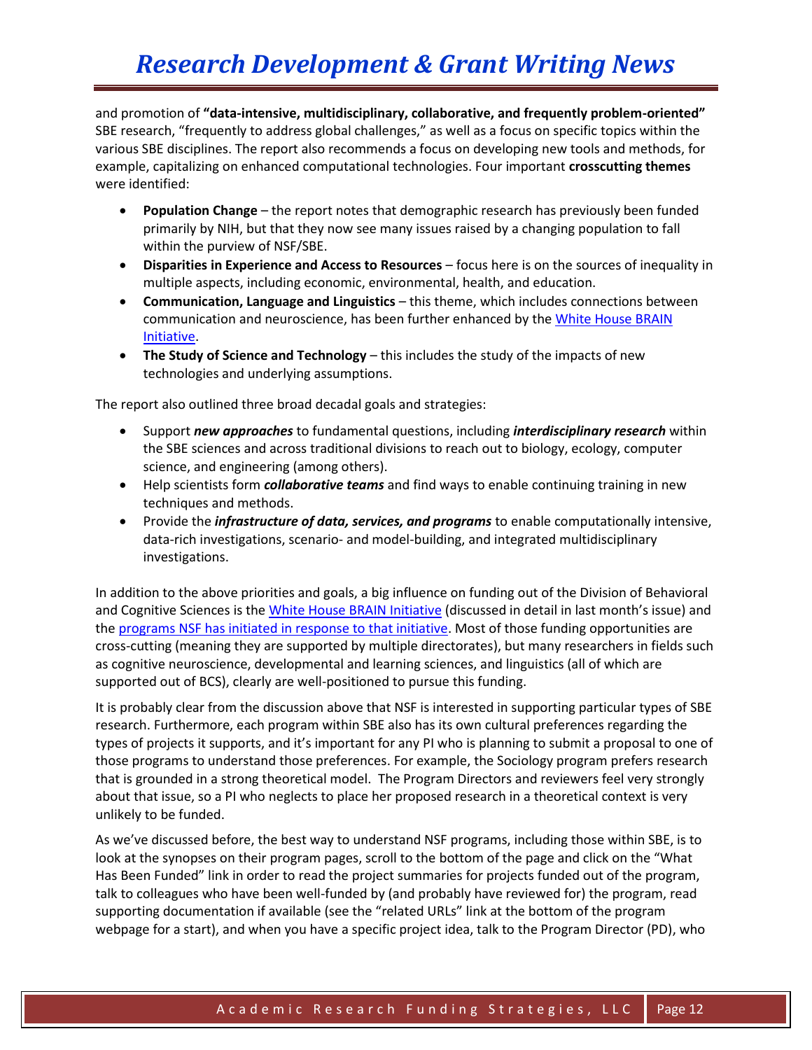and promotion of **"data-intensive, multidisciplinary, collaborative, and frequently problem-oriented"** SBE research, "frequently to address global challenges," as well as a focus on specific topics within the various SBE disciplines. The report also recommends a focus on developing new tools and methods, for example, capitalizing on enhanced computational technologies. Four important **crosscutting themes** were identified:

- **Population Change** – the report notes that demographic research has previously been funded primarily by NIH, but that they now see many issues raised by a changing population to fall within the purview of NSF/SBE.
- **Disparities in Experience and Access to Resources** – focus here is on the sources of inequality in multiple aspects, including economic, environmental, health, and education.
- **Communication, Language and Linguistics** – this theme, which includes connections between communication and neuroscience, has been further enhanced by the White House BRAIN Initiative.
- **The Study of Science and Technology** – this includes the study of the impacts of new technologies and underlying assumptions.

The report also outlined three broad decadal goals and strategies:

- Support ***new approaches*** to fundamental questions, including ***interdisciplinary research*** within the SBE sciences and across traditional divisions to reach out to biology, ecology, computer science, and engineering (among others).
- Help scientists form ***collaborative teams*** and find ways to enable continuing training in new techniques and methods.
- Provide the ***infrastructure of data, services, and programs*** to enable computationally intensive, data-rich investigations, scenario- and model-building, and integrated multidisciplinary investigations.

In addition to the above priorities and goals, a big influence on funding out of the Division of Behavioral and Cognitive Sciences is the White House BRAIN Initiative (discussed in detail in last month's issue) and the programs NSF has initiated in response to that initiative. Most of those funding opportunities are cross-cutting (meaning they are supported by multiple directorates), but many researchers in fields such as cognitive neuroscience, developmental and learning sciences, and linguistics (all of which are supported out of BCS), clearly are well-positioned to pursue this funding.

It is probably clear from the discussion above that NSF is interested in supporting particular types of SBE research. Furthermore, each program within SBE also has its own cultural preferences regarding the types of projects it supports, and it's important for any PI who is planning to submit a proposal to one of those programs to understand those preferences. For example, the Sociology program prefers research that is grounded in a strong theoretical model. The Program Directors and reviewers feel very strongly about that issue, so a PI who neglects to place her proposed research in a theoretical context is very unlikely to be funded.

As we've discussed before, the best way to understand NSF programs, including those within SBE, is to look at the synopses on their program pages, scroll to the bottom of the page and click on the "What Has Been Funded" link in order to read the project summaries for projects funded out of the program, talk to colleagues who have been well-funded by (and probably have reviewed for) the program, read supporting documentation if available (see the "related URLs" link at the bottom of the program webpage for a start), and when you have a specific project idea, talk to the Program Director (PD), who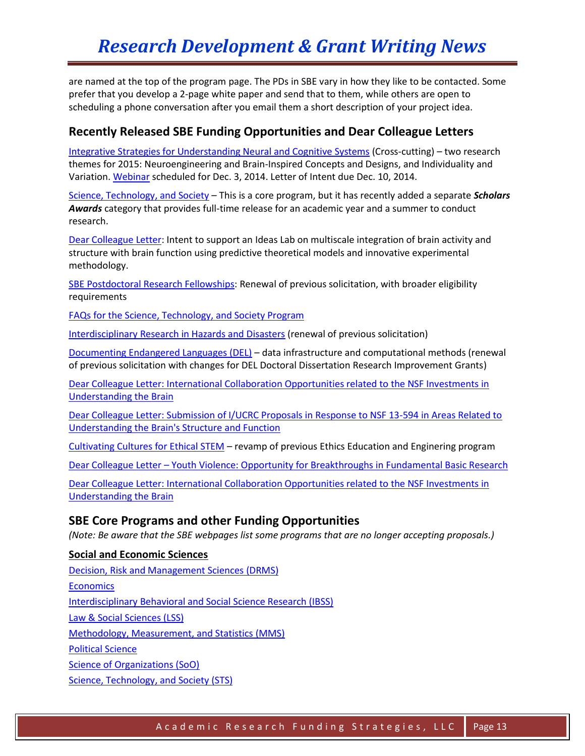are named at the top of the program page. The PDs in SBE vary in how they like to be contacted. Some prefer that you develop a 2-page white paper and send that to them, while others are open to scheduling a phone conversation after you email them a short description of your project idea.

## Recently Released SBE Funding Opportunities and Dear Colleague Letters

Integrative Strategies for Understanding Neural and Cognitive Systems (Cross-cutting) – two research themes for 2015: Neuroengineering and Brain-Inspired Concepts and Designs, and Individuality and Variation. Webinar scheduled for Dec. 3, 2014. Letter of Intent due Dec. 10, 2014.

Science, Technology, and Society – This is a core program, but it has recently added a separate ***Scholars Awards*** category that provides full-time release for an academic year and a summer to conduct research.

Dear Colleague Letter: Intent to support an Ideas Lab on multiscale integration of brain activity and structure with brain function using predictive theoretical models and innovative experimental methodology.

SBE Postdoctoral Research Fellowships: Renewal of previous solicitation, with broader eligibility requirements

FAQs for the Science, Technology, and Society Program

Interdisciplinary Research in Hazards and Disasters (renewal of previous solicitation)

Documenting Endangered Languages (DEL) – data infrastructure and computational methods (renewal of previous solicitation with changes for DEL Doctoral Dissertation Research Improvement Grants)

Dear Colleague Letter: International Collaboration Opportunities related to the NSF Investments in Understanding the Brain

Dear Colleague Letter: Submission of I/UCRC Proposals in Response to NSF 13-594 in Areas Related to Understanding the Brain's Structure and Function

Cultivating Cultures for Ethical STEM – revamp of previous Ethics Education and Enginering program

Dear Colleague Letter – Youth Violence: Opportunity for Breakthroughs in Fundamental Basic Research

Dear Colleague Letter: International Collaboration Opportunities related to the NSF Investments in Understanding the Brain

## SBE Core Programs and other Funding Opportunities

*(Note: Be aware that the SBE webpages list some programs that are no longer accepting proposals.)*

**Social and Economic Sciences**

Decision, Risk and Management Sciences (DRMS)

Economics

Interdisciplinary Behavioral and Social Science Research (IBSS)

Law & Social Sciences (LSS)

Methodology, Measurement, and Statistics (MMS)

Political Science

Science of Organizations (SoO)

Science, Technology, and Society (STS)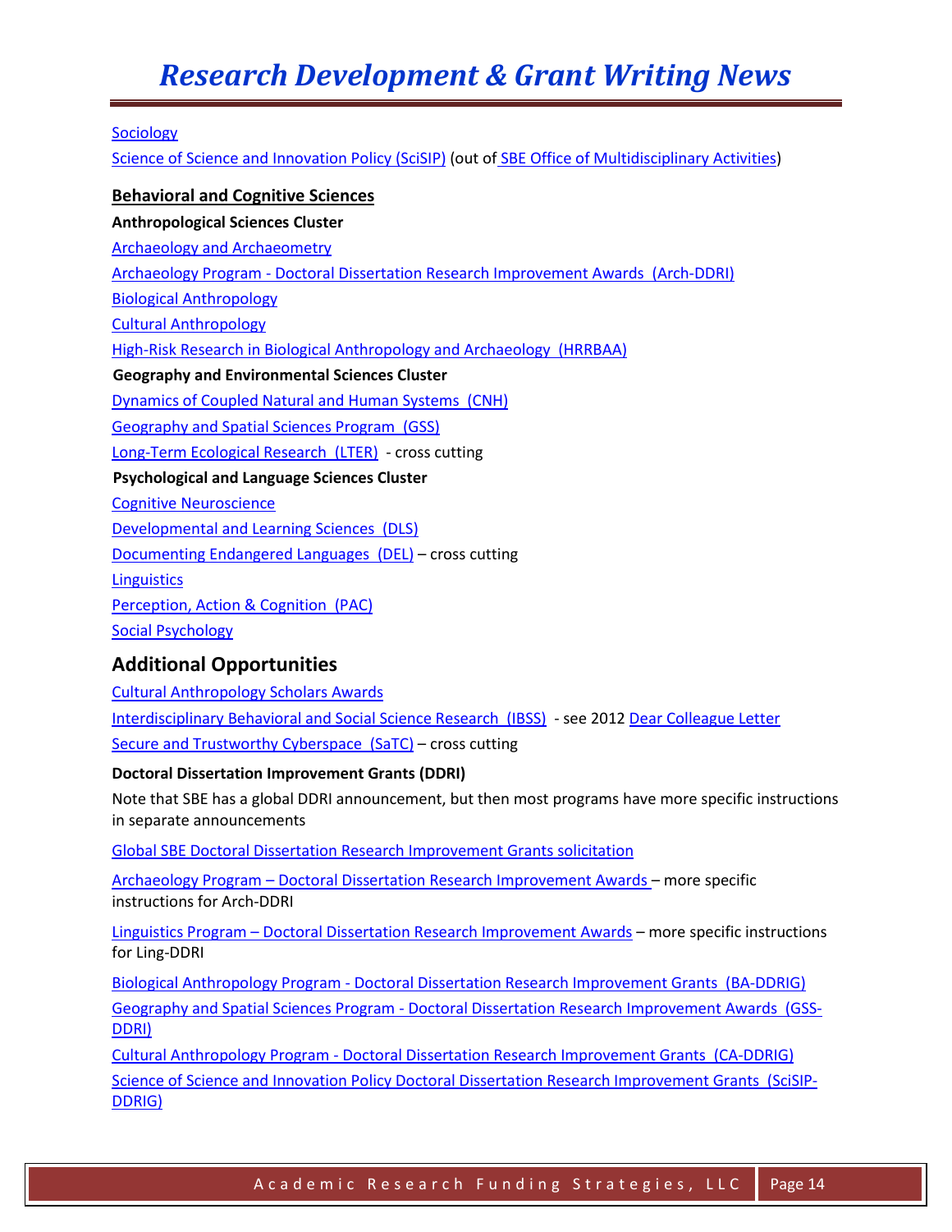Sociology

Science of Science and Innovation Policy (SciSIP) (out of SBE Office of Multidisciplinary Activities)

**Behavioral and Cognitive Sciences**

**Anthropological Sciences Cluster**

Archaeology and Archaeometry

Archaeology Program - Doctoral Dissertation Research Improvement Awards (Arch-DDRI)

Biological Anthropology

Cultural Anthropology

High-Risk Research in Biological Anthropology and Archaeology (HRRBAA)

**Geography and Environmental Sciences Cluster**

Dynamics of Coupled Natural and Human Systems (CNH)

Geography and Spatial Sciences Program (GSS)

Long-Term Ecological Research (LTER) - cross cutting

**Psychological and Language Sciences Cluster**

Cognitive Neuroscience

Developmental and Learning Sciences (DLS)

Documenting Endangered Languages (DEL) – cross cutting

Linguistics

Perception, Action & Cognition (PAC)

Social Psychology

## Additional Opportunities

Cultural Anthropology Scholars Awards

Interdisciplinary Behavioral and Social Science Research (IBSS) - see 2012 Dear Colleague Letter

Secure and Trustworthy Cyberspace (SaTC) – cross cutting

**Doctoral Dissertation Improvement Grants (DDRI)**

Note that SBE has a global DDRI announcement, but then most programs have more specific instructions in separate announcements

Global SBE Doctoral Dissertation Research Improvement Grants solicitation

Archaeology Program – Doctoral Dissertation Research Improvement Awards – more specific instructions for Arch-DDRI

Linguistics Program – Doctoral Dissertation Research Improvement Awards – more specific instructions for Ling-DDRI

Biological Anthropology Program - Doctoral Dissertation Research Improvement Grants (BA-DDRIG)

Geography and Spatial Sciences Program - Doctoral Dissertation Research Improvement Awards (GSS-DDRI)

Cultural Anthropology Program - Doctoral Dissertation Research Improvement Grants (CA-DDRIG)

Science of Science and Innovation Policy Doctoral Dissertation Research Improvement Grants (SciSIP-DDRIG)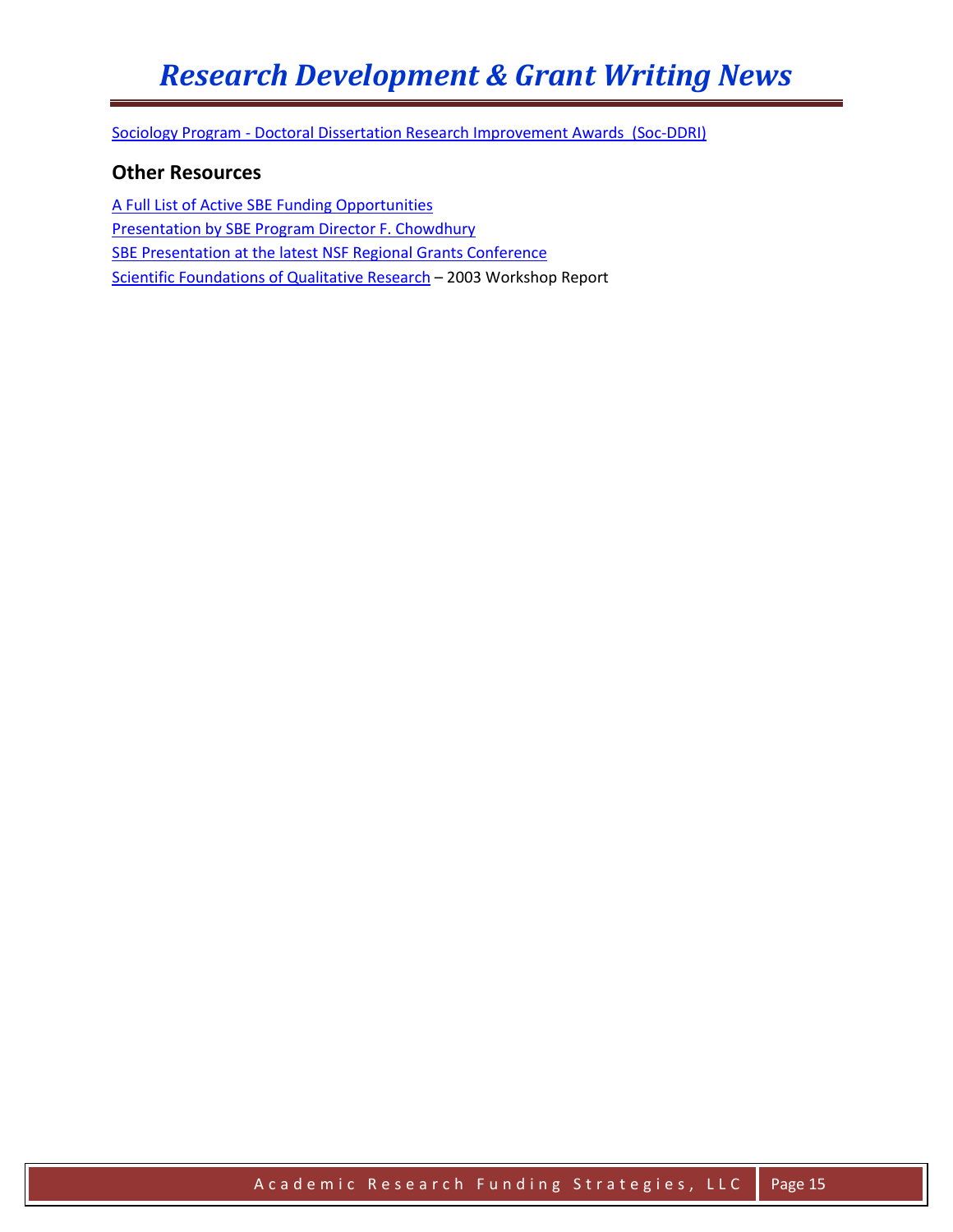Sociology Program - Doctoral Dissertation Research Improvement Awards (Soc-DDRI)

## Other Resources

A Full List of Active SBE Funding Opportunities
Presentation by SBE Program Director F. Chowdhury
SBE Presentation at the latest NSF Regional Grants Conference
Scientific Foundations of Qualitative Research – 2003 Workshop Report